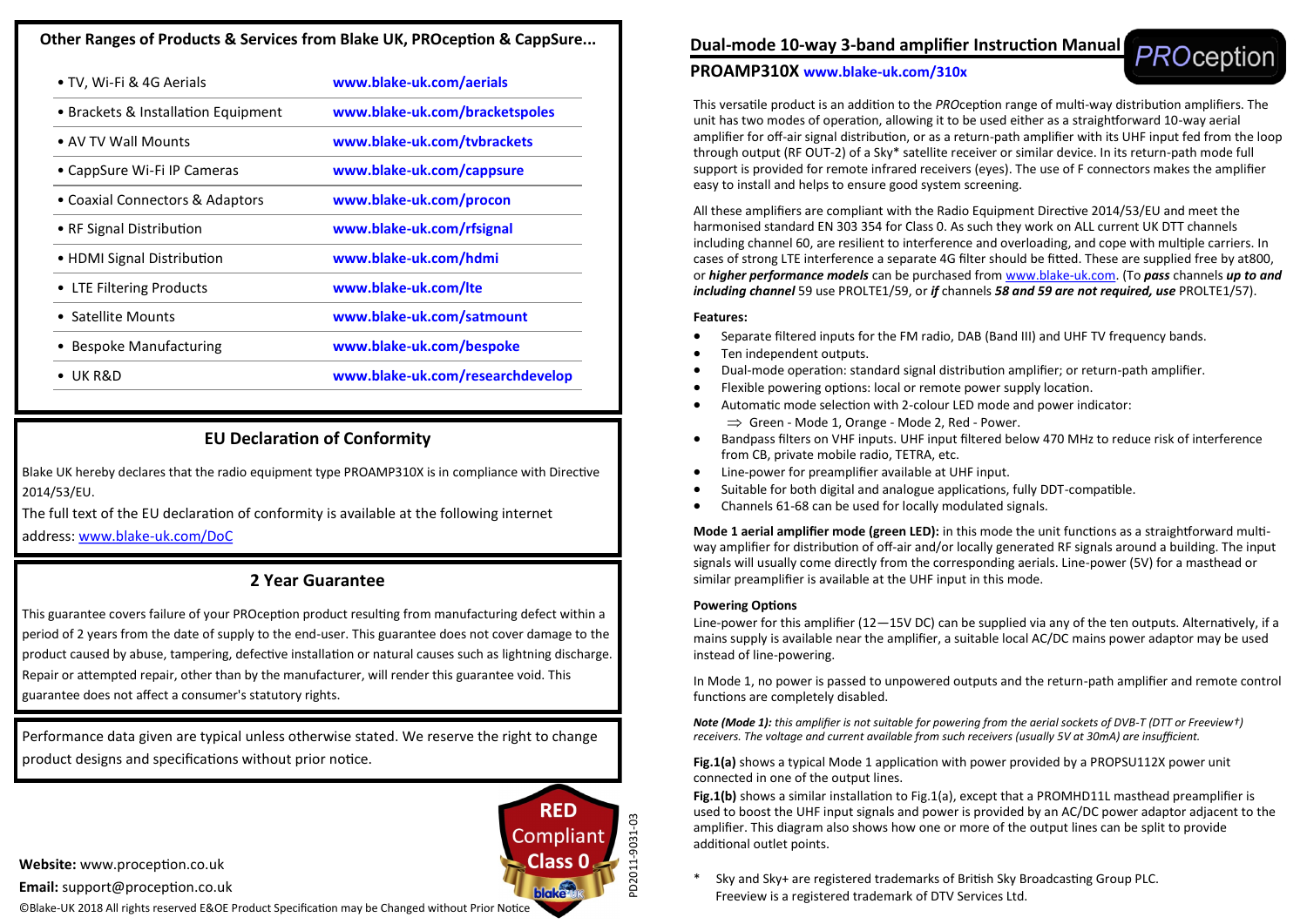## Other Ranges of Products & Services from Blake UK, PROception & CappSure...

| | |
|---|---|
| • TV, Wi-Fi & 4G Aerials | **www.blake-uk.com/aerials** |
| • Brackets & Installation Equipment | **www.blake-uk.com/bracketspoles** |
| • AV TV Wall Mounts | **www.blake-uk.com/tvbrackets** |
| • CappSure Wi-Fi IP Cameras | **www.blake-uk.com/cappsure** |
| • Coaxial Connectors & Adaptors | **www.blake-uk.com/procon** |
| • RF Signal Distribution | **www.blake-uk.com/rfsignal** |
| • HDMI Signal Distribution | **www.blake-uk.com/hdmi** |
| • LTE Filtering Products | **www.blake-uk.com/lte** |
| • Satellite Mounts | **www.blake-uk.com/satmount** |
| • Bespoke Manufacturing | **www.blake-uk.com/bespoke** |
| • UK R&D | **www.blake-uk.com/researchdevelop** |

## EU Declaration of Conformity

Blake UK hereby declares that the radio equipment type PROAMP310X is in compliance with Directive 2014/53/EU.

The full text of the EU declaration of conformity is available at the following internet address: www.blake-uk.com/DoC

## 2 Year Guarantee

This guarantee covers failure of your PROception product resulting from manufacturing defect within a period of 2 years from the date of supply to the end-user. This guarantee does not cover damage to the product caused by abuse, tampering, defective installation or natural causes such as lightning discharge. Repair or attempted repair, other than by the manufacturer, will render this guarantee void. This guarantee does not affect a consumer's statutory rights.

Performance data given are typical unless otherwise stated. We reserve the right to change product designs and specifications without prior notice.

RED Compliant Class 0

**Website:** www.proception.co.uk

**Email:** support@proception.co.uk

©Blake-UK 2018 All rights reserved E&OE Product Specification may be Changed without Prior Notice

PD2011-9031-03

# Dual-mode 10-way 3-band amplifier Instruction Manual

PROception

## PROAMP310X www.blake-uk.com/310x

This versatile product is an addition to the *PRO*ception range of multi-way distribution amplifiers. The unit has two modes of operation, allowing it to be used either as a straightforward 10-way aerial amplifier for off-air signal distribution, or as a return-path amplifier with its UHF input fed from the loop through output (RF OUT-2) of a Sky* satellite receiver or similar device. In its return-path mode full support is provided for remote infrared receivers (eyes). The use of F connectors makes the amplifier easy to install and helps to ensure good system screening.

All these amplifiers are compliant with the Radio Equipment Directive 2014/53/EU and meet the harmonised standard EN 303 354 for Class 0. As such they work on ALL current UK DTT channels including channel 60, are resilient to interference and overloading, and cope with multiple carriers. In cases of strong LTE interference a separate 4G filter should be fitted. These are supplied free by at800, or ***higher performance models*** can be purchased from www.blake-uk.com. (To ***pass*** channels ***up to and including channel*** 59 use PROLTE1/59, or ***if*** channels ***58 and 59 are not required, use*** PROLTE1/57).

**Features:**

- Separate filtered inputs for the FM radio, DAB (Band III) and UHF TV frequency bands.
- Ten independent outputs.
- Dual-mode operation: standard signal distribution amplifier; or return-path amplifier.
- Flexible powering options: local or remote power supply location.
- Automatic mode selection with 2-colour LED mode and power indicator:
  ⇒ Green - Mode 1, Orange - Mode 2, Red - Power.
- Bandpass filters on VHF inputs. UHF input filtered below 470 MHz to reduce risk of interference from CB, private mobile radio, TETRA, etc.
- Line-power for preamplifier available at UHF input.
- Suitable for both digital and analogue applications, fully DDT-compatible.
- Channels 61-68 can be used for locally modulated signals.

**Mode 1 aerial amplifier mode (green LED):** in this mode the unit functions as a straightforward multi-way amplifier for distribution of off-air and/or locally generated RF signals around a building. The input signals will usually come directly from the corresponding aerials. Line-power (5V) for a masthead or similar preamplifier is available at the UHF input in this mode.

**Powering Options**

Line-power for this amplifier (12—15V DC) can be supplied via any of the ten outputs. Alternatively, if a mains supply is available near the amplifier, a suitable local AC/DC mains power adaptor may be used instead of line-powering.

In Mode 1, no power is passed to unpowered outputs and the return-path amplifier and remote control functions are completely disabled.

***Note (Mode 1):*** *this amplifier is not suitable for powering from the aerial sockets of DVB-T (DTT or Freeview†) receivers. The voltage and current available from such receivers (usually 5V at 30mA) are insufficient.*

**Fig.1(a)** shows a typical Mode 1 application with power provided by a PROPSU112X power unit connected in one of the output lines.

**Fig.1(b)** shows a similar installation to Fig.1(a), except that a PROMHD11L masthead preamplifier is used to boost the UHF input signals and power is provided by an AC/DC power adaptor adjacent to the amplifier. This diagram also shows how one or more of the output lines can be split to provide additional outlet points.

\* Sky and Sky+ are registered trademarks of British Sky Broadcasting Group PLC.
Freeview is a registered trademark of DTV Services Ltd.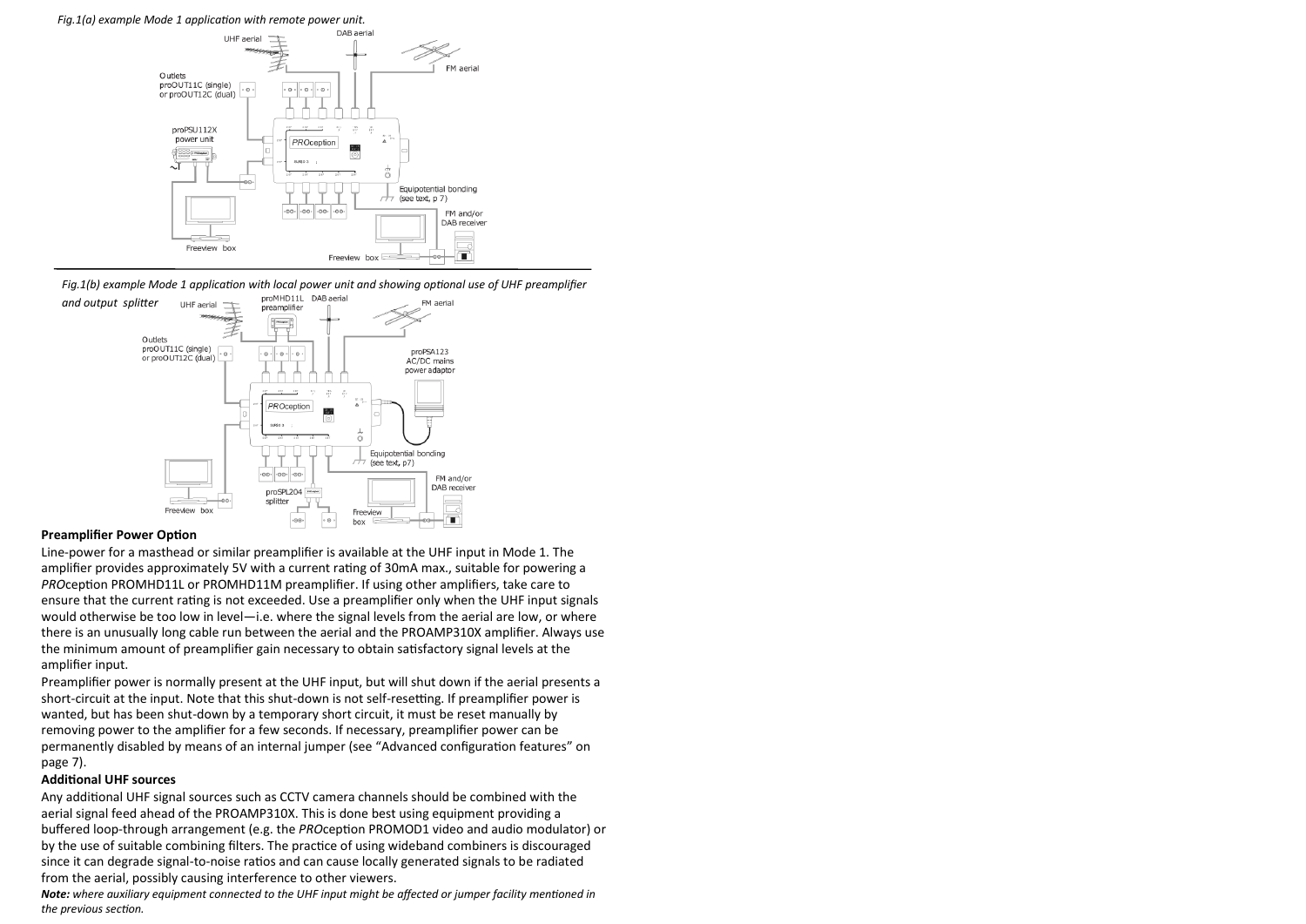*Fig.1(a) example Mode 1 application with remote power unit.*

*Fig.1(b) example Mode 1 application with local power unit and showing optional use of UHF preamplifier and output splitter*

**Preamplifier Power Option**

Line-power for a masthead or similar preamplifier is available at the UHF input in Mode 1. The amplifier provides approximately 5V with a current rating of 30mA max., suitable for powering a *PRO*ception PROMHD11L or PROMHD11M preamplifier. If using other amplifiers, take care to ensure that the current rating is not exceeded. Use a preamplifier only when the UHF input signals would otherwise be too low in level—i.e. where the signal levels from the aerial are low, or where there is an unusually long cable run between the aerial and the PROAMP310X amplifier. Always use the minimum amount of preamplifier gain necessary to obtain satisfactory signal levels at the amplifier input.

Preamplifier power is normally present at the UHF input, but will shut down if the aerial presents a short-circuit at the input. Note that this shut-down is not self-resetting. If preamplifier power is wanted, but has been shut-down by a temporary short circuit, it must be reset manually by removing power to the amplifier for a few seconds. If necessary, preamplifier power can be permanently disabled by means of an internal jumper (see “Advanced configuration features” on page 7).

**Additional UHF sources**

Any additional UHF signal sources such as CCTV camera channels should be combined with the aerial signal feed ahead of the PROAMP310X. This is done best using equipment providing a buffered loop-through arrangement (e.g. the *PRO*ception PROMOD1 video and audio modulator) or by the use of suitable combining filters. The practice of using wideband combiners is discouraged since it can degrade signal-to-noise ratios and can cause locally generated signals to be radiated from the aerial, possibly causing interference to other viewers.

***Note:*** *where auxiliary equipment connected to the UHF input might be affected or jumper facility mentioned in the previous section.*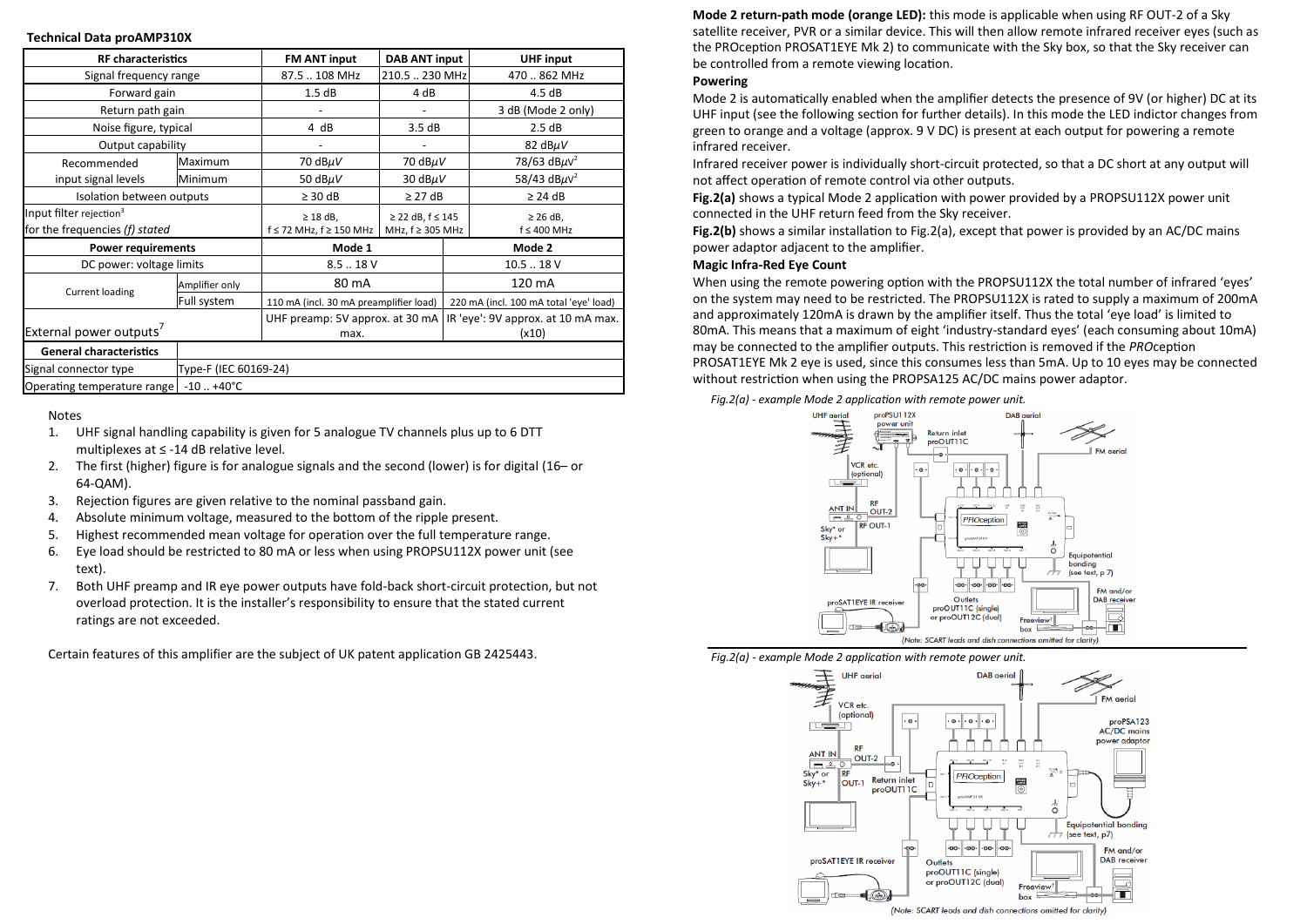### Technical Data proAMP310X

| RF characteristics | | FM ANT input | DAB ANT input | UHF input |
|---|---|---|---|---|
| Signal frequency range | | 87.5 .. 108 MHz | 210.5 .. 230 MHz | 470 .. 862 MHz |
| Forward gain | | 1.5 dB | 4 dB | 4.5 dB |
| Return path gain | | - | - | 3 dB (Mode 2 only) |
| Noise figure, typical | | 4 dB | 3.5 dB | 2.5 dB |
| Output capability | | - | - | 82 dBµV |
| Recommended input signal levels | Maximum | 70 dBµV | 70 dBµV | 78/63 dBµV[2] |
| | Minimum | 50 dBµV | 30 dBµV | 58/43 dBµV[2] |
| Isolation between outputs | | ≥ 30 dB | ≥ 27 dB | ≥ 24 dB |
| Input filter rejection[3] for the frequencies (f) stated | | ≥ 18 dB, f ≤ 72 MHz, f ≥ 150 MHz | ≥ 22 dB, f ≤ 145 MHz, f ≥ 305 MHz | ≥ 26 dB, f ≤ 400 MHz |

| Power requirements | | Mode 1 | Mode 2 |
|---|---|---|---|
| DC power: voltage limits | | 8.5 .. 18 V | 10.5 .. 18 V |
| Current loading | Amplifier only | 80 mA | 120 mA |
| | Full system | 110 mA (incl. 30 mA preamplifier load) | 220 mA (incl. 100 mA total 'eye' load) |
| External power outputs[7] | | UHF preamp: 5V approx. at 30 mA max. | IR 'eye': 9V approx. at 10 mA max. (x10) |

| General characteristics | |
|---|---|
| Signal connector type | Type-F (IEC 60169-24) |
| Operating temperature range | -10 .. +40°C |

Notes

1. UHF signal handling capability is given for 5 analogue TV channels plus up to 6 DTT multiplexes at ≤ -14 dB relative level.
2. The first (higher) figure is for analogue signals and the second (lower) is for digital (16– or 64-QAM).
3. Rejection figures are given relative to the nominal passband gain.
4. Absolute minimum voltage, measured to the bottom of the ripple present.
5. Highest recommended mean voltage for operation over the full temperature range.
6. Eye load should be restricted to 80 mA or less when using PROPSU112X power unit (see text).
7. Both UHF preamp and IR eye power outputs have fold-back short-circuit protection, but not overload protection. It is the installer's responsibility to ensure that the stated current ratings are not exceeded.

Certain features of this amplifier are the subject of UK patent application GB 2425443.

**Mode 2 return-path mode (orange LED):** this mode is applicable when using RF OUT-2 of a Sky satellite receiver, PVR or a similar device. This will then allow remote infrared receiver eyes (such as the PROception PROSAT1EYE Mk 2) to communicate with the Sky box, so that the Sky receiver can be controlled from a remote viewing location.

**Powering**

Mode 2 is automatically enabled when the amplifier detects the presence of 9V (or higher) DC at its UHF input (see the following section for further details). In this mode the LED indictor changes from green to orange and a voltage (approx. 9 V DC) is present at each output for powering a remote infrared receiver.

Infrared receiver power is individually short-circuit protected, so that a DC short at any output will not affect operation of remote control via other outputs.

**Fig.2(a)** shows a typical Mode 2 application with power provided by a PROPSU112X power unit connected in the UHF return feed from the Sky receiver.

**Fig.2(b)** shows a similar installation to Fig.2(a), except that power is provided by an AC/DC mains power adaptor adjacent to the amplifier.

**Magic Infra-Red Eye Count**

When using the remote powering option with the PROPSU112X the total number of infrared 'eyes' on the system may need to be restricted. The PROPSU112X is rated to supply a maximum of 200mA and approximately 120mA is drawn by the amplifier itself. Thus the total 'eye load' is limited to 80mA. This means that a maximum of eight 'industry-standard eyes' (each consuming about 10mA) may be connected to the amplifier outputs. This restriction is removed if the *PRO*ception PROSAT1EYE Mk 2 eye is used, since this consumes less than 5mA. Up to 10 eyes may be connected without restriction when using the PROPSA125 AC/DC mains power adaptor.

*Fig.2(a) - example Mode 2 application with remote power unit.*

*(Note: SCART leads and dish connections omitted for clarity)*

*Fig.2(a) - example Mode 2 application with remote power unit.*

*(Note: SCART leads and dish connections omitted for clarity)*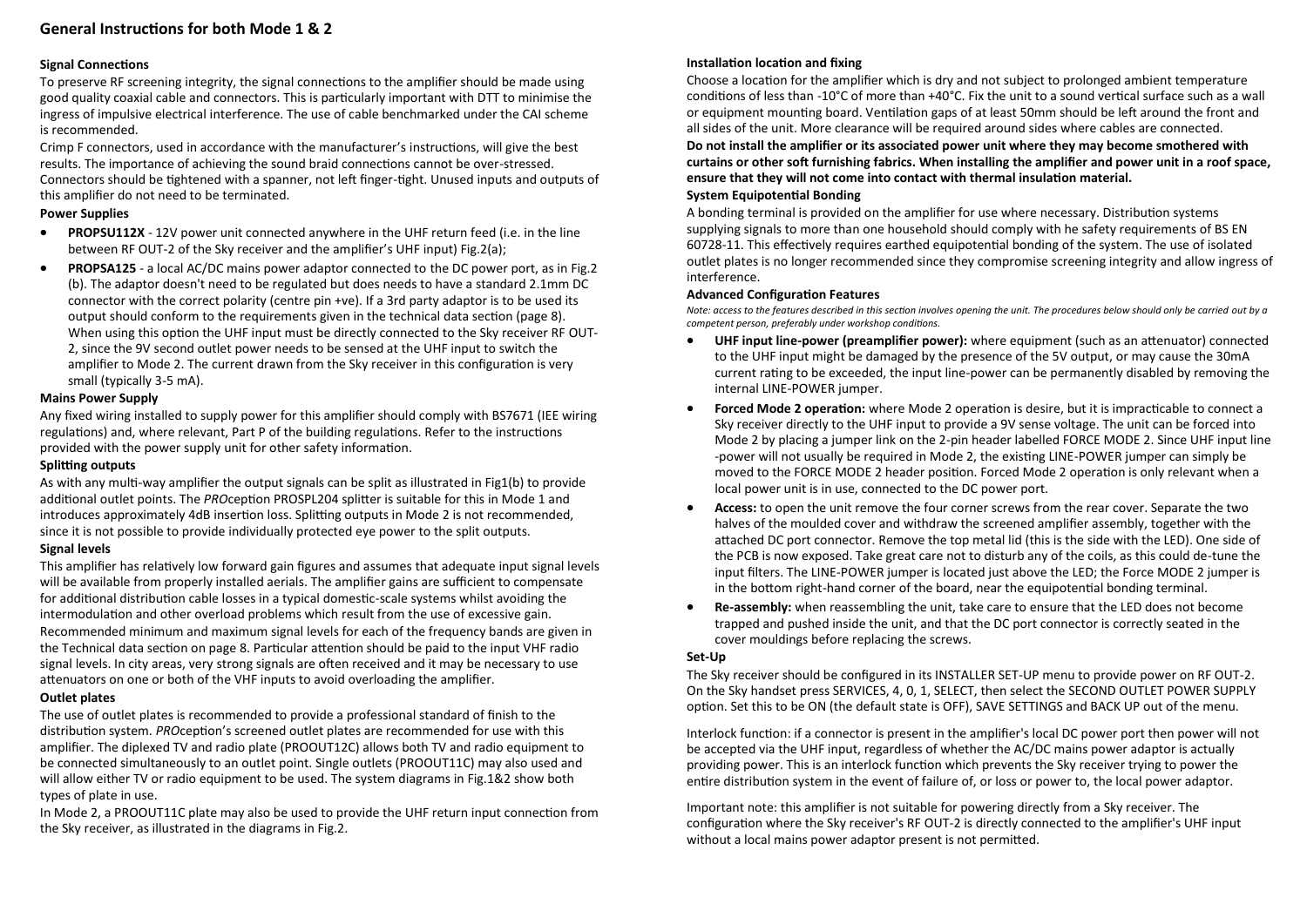## General Instructions for both Mode 1 & 2

**Signal Connections**

To preserve RF screening integrity, the signal connections to the amplifier should be made using good quality coaxial cable and connectors. This is particularly important with DTT to minimise the ingress of impulsive electrical interference. The use of cable benchmarked under the CAI scheme is recommended.

Crimp F connectors, used in accordance with the manufacturer's instructions, will give the best results. The importance of achieving the sound braid connections cannot be over-stressed. Connectors should be tightened with a spanner, not left finger-tight. Unused inputs and outputs of this amplifier do not need to be terminated.

**Power Supplies**

- **PROPSU112X** - 12V power unit connected anywhere in the UHF return feed (i.e. in the line between RF OUT-2 of the Sky receiver and the amplifier's UHF input) Fig.2(a);
- **PROPSA125** - a local AC/DC mains power adaptor connected to the DC power port, as in Fig.2 (b). The adaptor doesn't need to be regulated but does needs to have a standard 2.1mm DC connector with the correct polarity (centre pin +ve). If a 3rd party adaptor is to be used its output should conform to the requirements given in the technical data section (page 8). When using this option the UHF input must be directly connected to the Sky receiver RF OUT-2, since the 9V second outlet power needs to be sensed at the UHF input to switch the amplifier to Mode 2. The current drawn from the Sky receiver in this configuration is very small (typically 3-5 mA).

**Mains Power Supply**

Any fixed wiring installed to supply power for this amplifier should comply with BS7671 (IEE wiring regulations) and, where relevant, Part P of the building regulations. Refer to the instructions provided with the power supply unit for other safety information.

**Splitting outputs**

As with any multi-way amplifier the output signals can be split as illustrated in Fig1(b) to provide additional outlet points. The *PRO*ception PROSPL204 splitter is suitable for this in Mode 1 and introduces approximately 4dB insertion loss. Splitting outputs in Mode 2 is not recommended, since it is not possible to provide individually protected eye power to the split outputs.

**Signal levels**

This amplifier has relatively low forward gain figures and assumes that adequate input signal levels will be available from properly installed aerials. The amplifier gains are sufficient to compensate for additional distribution cable losses in a typical domestic-scale systems whilst avoiding the intermodulation and other overload problems which result from the use of excessive gain.

Recommended minimum and maximum signal levels for each of the frequency bands are given in the Technical data section on page 8. Particular attention should be paid to the input VHF radio signal levels. In city areas, very strong signals are often received and it may be necessary to use attenuators on one or both of the VHF inputs to avoid overloading the amplifier.

**Outlet plates**

The use of outlet plates is recommended to provide a professional standard of finish to the distribution system. *PRO*ception's screened outlet plates are recommended for use with this amplifier. The diplexed TV and radio plate (PROOUT12C) allows both TV and radio equipment to be connected simultaneously to an outlet point. Single outlets (PROOUT11C) may also used and will allow either TV or radio equipment to be used. The system diagrams in Fig.1&2 show both types of plate in use.

In Mode 2, a PROOUT11C plate may also be used to provide the UHF return input connection from the Sky receiver, as illustrated in the diagrams in Fig.2.

**Installation location and fixing**

Choose a location for the amplifier which is dry and not subject to prolonged ambient temperature conditions of less than -10°C of more than +40°C. Fix the unit to a sound vertical surface such as a wall or equipment mounting board. Ventilation gaps of at least 50mm should be left around the front and all sides of the unit. More clearance will be required around sides where cables are connected.

**Do not install the amplifier or its associated power unit where they may become smothered with curtains or other soft furnishing fabrics. When installing the amplifier and power unit in a roof space, ensure that they will not come into contact with thermal insulation material.**

**System Equipotential Bonding**

A bonding terminal is provided on the amplifier for use where necessary. Distribution systems supplying signals to more than one household should comply with he safety requirements of BS EN 60728-11. This effectively requires earthed equipotential bonding of the system. The use of isolated outlet plates is no longer recommended since they compromise screening integrity and allow ingress of interference.

**Advanced Configuration Features**

*Note: access to the features described in this section involves opening the unit. The procedures below should only be carried out by a competent person, preferably under workshop conditions.*

- **UHF input line-power (preamplifier power):** where equipment (such as an attenuator) connected to the UHF input might be damaged by the presence of the 5V output, or may cause the 30mA current rating to be exceeded, the input line-power can be permanently disabled by removing the internal LINE-POWER jumper.
- **Forced Mode 2 operation:** where Mode 2 operation is desire, but it is impracticable to connect a Sky receiver directly to the UHF input to provide a 9V sense voltage. The unit can be forced into Mode 2 by placing a jumper link on the 2-pin header labelled FORCE MODE 2. Since UHF input line-power will not usually be required in Mode 2, the existing LINE-POWER jumper can simply be moved to the FORCE MODE 2 header position. Forced Mode 2 operation is only relevant when a local power unit is in use, connected to the DC power port.
- **Access:** to open the unit remove the four corner screws from the rear cover. Separate the two halves of the moulded cover and withdraw the screened amplifier assembly, together with the attached DC port connector. Remove the top metal lid (this is the side with the LED). One side of the PCB is now exposed. Take great care not to disturb any of the coils, as this could de-tune the input filters. The LINE-POWER jumper is located just above the LED; the Force MODE 2 jumper is in the bottom right-hand corner of the board, near the equipotential bonding terminal.
- **Re-assembly:** when reassembling the unit, take care to ensure that the LED does not become trapped and pushed inside the unit, and that the DC port connector is correctly seated in the cover mouldings before replacing the screws.

**Set-Up**

The Sky receiver should be configured in its INSTALLER SET-UP menu to provide power on RF OUT-2. On the Sky handset press SERVICES, 4, 0, 1, SELECT, then select the SECOND OUTLET POWER SUPPLY option. Set this to be ON (the default state is OFF), SAVE SETTINGS and BACK UP out of the menu.

Interlock function: if a connector is present in the amplifier's local DC power port then power will not be accepted via the UHF input, regardless of whether the AC/DC mains power adaptor is actually providing power. This is an interlock function which prevents the Sky receiver trying to power the entire distribution system in the event of failure of, or loss or power to, the local power adaptor.

Important note: this amplifier is not suitable for powering directly from a Sky receiver. The configuration where the Sky receiver's RF OUT-2 is directly connected to the amplifier's UHF input without a local mains power adaptor present is not permitted.